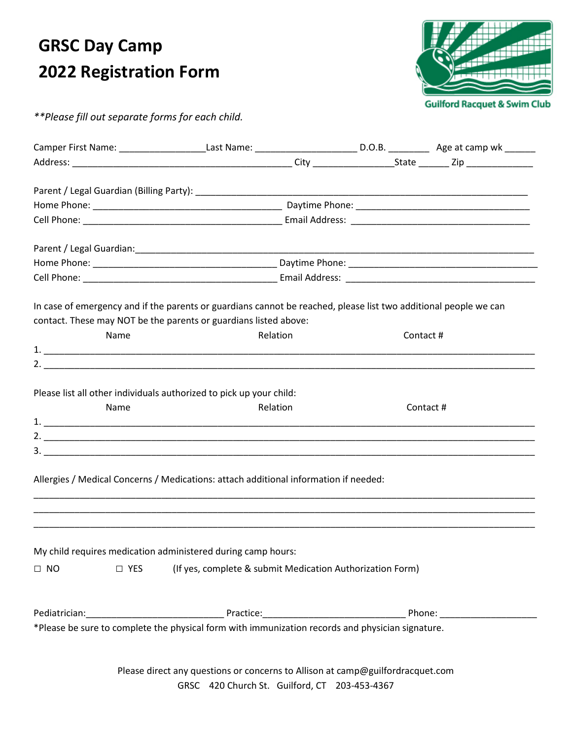# GRSC Day Camp
# 2022 Registration Form

Guilford Racquet & Swim Club

*\*\*Please fill out separate forms for each child.*

Camper First Name: ________________Last Name: ___________________ D.O.B. ________ Age at camp wk ______
Address: __________________________________________ City _______________State ______ Zip _____________

Parent / Legal Guardian (Billing Party): ______________________________________________________________
Home Phone: ___________________________________ Daytime Phone: ________________________________
Cell Phone: ______________________________________ Email Address: _________________________________

Parent / Legal Guardian:______________________________________________________________________________
Home Phone: ___________________________________ Daytime Phone: ___________________________________
Cell Phone: _____________________________________ Email Address: ___________________________________

In case of emergency and if the parents or guardians cannot be reached, please list two additional people we can contact. These may NOT be the parents or guardians listed above:

| | Name | Relation | Contact # |
|---|---|---|---|
| 1. | | | |
| 2. | | | |

Please list all other individuals authorized to pick up your child:

| | Name | Relation | Contact # |
|---|---|---|---|
| 1. | | | |
| 2. | | | |
| 3. | | | |

Allergies / Medical Concerns / Medications: attach additional information if needed:

_______________________________________________________________________________________________
_______________________________________________________________________________________________
_______________________________________________________________________________________________

My child requires medication administered during camp hours:

☐ NO ☐ YES (If yes, complete & submit Medication Authorization Form)

Pediatrician:__________________________ Practice:___________________________ Phone: ___________________

\*Please be sure to complete the physical form with immunization records and physician signature.

Please direct any questions or concerns to Allison at camp@guilfordracquet.com

GRSC 420 Church St. Guilford, CT 203-453-4367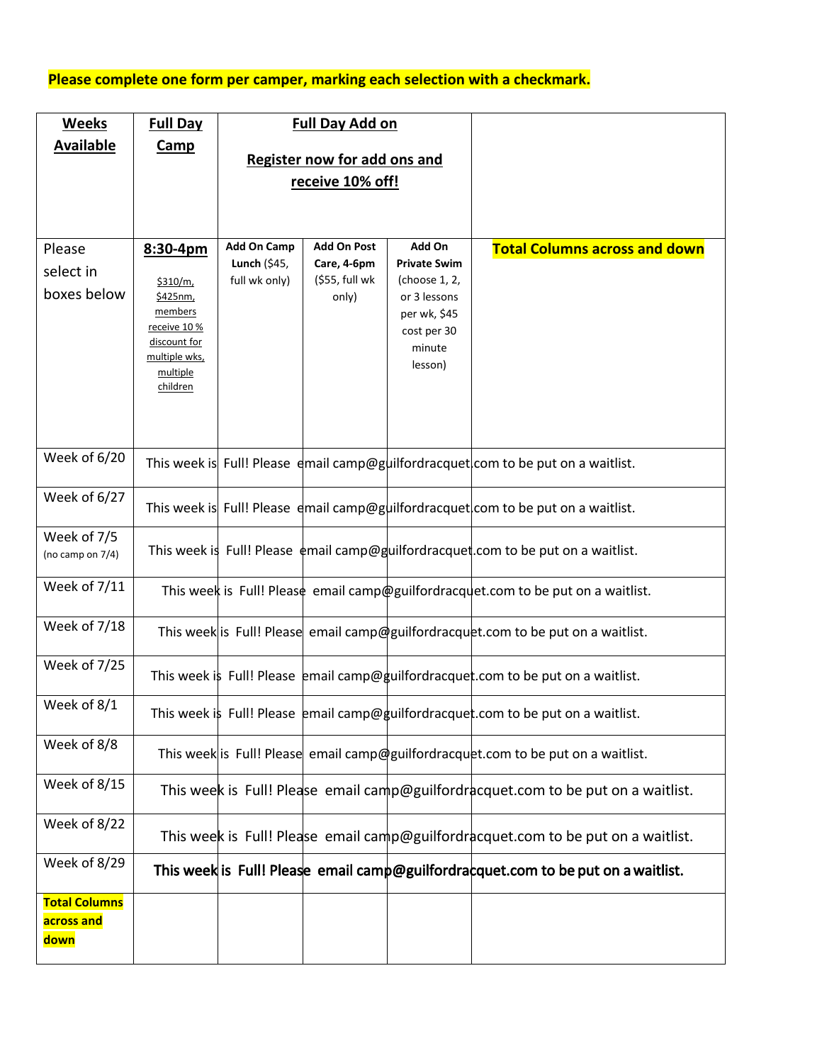**Please complete one form per camper, marking each selection with a checkmark.**

| **Weeks Available** | **Full Day Camp** | **Full Day Add on**<br><br>**Register now for add ons and receive 10% off!** | | | |
|---|---|---|---|---|---|
| Please select in boxes below | **8:30-4pm**<br><br>$310/m, $425nm, members receive 10 % discount for multiple wks, multiple children | **Add On Camp Lunch** ($45, full wk only) | **Add On Post Care, 4-6pm** ($55, full wk only) | **Add On Private Swim** (choose 1, 2, or 3 lessons per wk, $45 cost per 30 minute lesson) | **Total Columns across and down** |
| Week of 6/20 | This week is Full! Please email camp@guilfordracquet.com to be put on a waitlist. | | | | |
| Week of 6/27 | This week is Full! Please email camp@guilfordracquet.com to be put on a waitlist. | | | | |
| Week of 7/5 (no camp on 7/4) | This week is Full! Please email camp@guilfordracquet.com to be put on a waitlist. | | | | |
| Week of 7/11 | This week is Full! Please email camp@guilfordracquet.com to be put on a waitlist. | | | | |
| Week of 7/18 | This week is Full! Please email camp@guilfordracquet.com to be put on a waitlist. | | | | |
| Week of 7/25 | This week is Full! Please email camp@guilfordracquet.com to be put on a waitlist. | | | | |
| Week of 8/1 | This week is Full! Please email camp@guilfordracquet.com to be put on a waitlist. | | | | |
| Week of 8/8 | This week is Full! Please email camp@guilfordracquet.com to be put on a waitlist. | | | | |
| Week of 8/15 | This week is Full! Please email camp@guilfordracquet.com to be put on a waitlist. | | | | |
| Week of 8/22 | This week is Full! Please email camp@guilfordracquet.com to be put on a waitlist. | | | | |
| Week of 8/29 | **This week is Full! Please email camp@guilfordracquet.com to be put on a waitlist.** | | | | |
| **Total Columns across and down** | | | | | |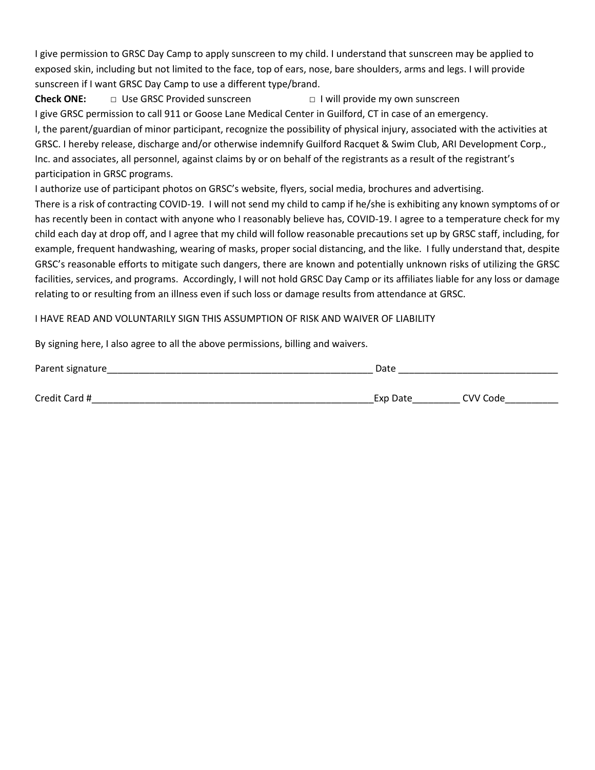I give permission to GRSC Day Camp to apply sunscreen to my child. I understand that sunscreen may be applied to exposed skin, including but not limited to the face, top of ears, nose, bare shoulders, arms and legs. I will provide sunscreen if I want GRSC Day Camp to use a different type/brand.

**Check ONE:** □ Use GRSC Provided sunscreen □ I will provide my own sunscreen

I give GRSC permission to call 911 or Goose Lane Medical Center in Guilford, CT in case of an emergency.

I, the parent/guardian of minor participant, recognize the possibility of physical injury, associated with the activities at GRSC. I hereby release, discharge and/or otherwise indemnify Guilford Racquet & Swim Club, ARI Development Corp., Inc. and associates, all personnel, against claims by or on behalf of the registrants as a result of the registrant's participation in GRSC programs.

I authorize use of participant photos on GRSC's website, flyers, social media, brochures and advertising.

There is a risk of contracting COVID-19. I will not send my child to camp if he/she is exhibiting any known symptoms of or has recently been in contact with anyone who I reasonably believe has, COVID-19. I agree to a temperature check for my child each day at drop off, and I agree that my child will follow reasonable precautions set up by GRSC staff, including, for example, frequent handwashing, wearing of masks, proper social distancing, and the like. I fully understand that, despite GRSC's reasonable efforts to mitigate such dangers, there are known and potentially unknown risks of utilizing the GRSC facilities, services, and programs. Accordingly, I will not hold GRSC Day Camp or its affiliates liable for any loss or damage relating to or resulting from an illness even if such loss or damage results from attendance at GRSC.

I HAVE READ AND VOLUNTARILY SIGN THIS ASSUMPTION OF RISK AND WAIVER OF LIABILITY

By signing here, I also agree to all the above permissions, billing and waivers.

Parent signature_____________________________________________________ Date ______________________________

Credit Card #______________________________________________________Exp Date_________ CVV Code__________